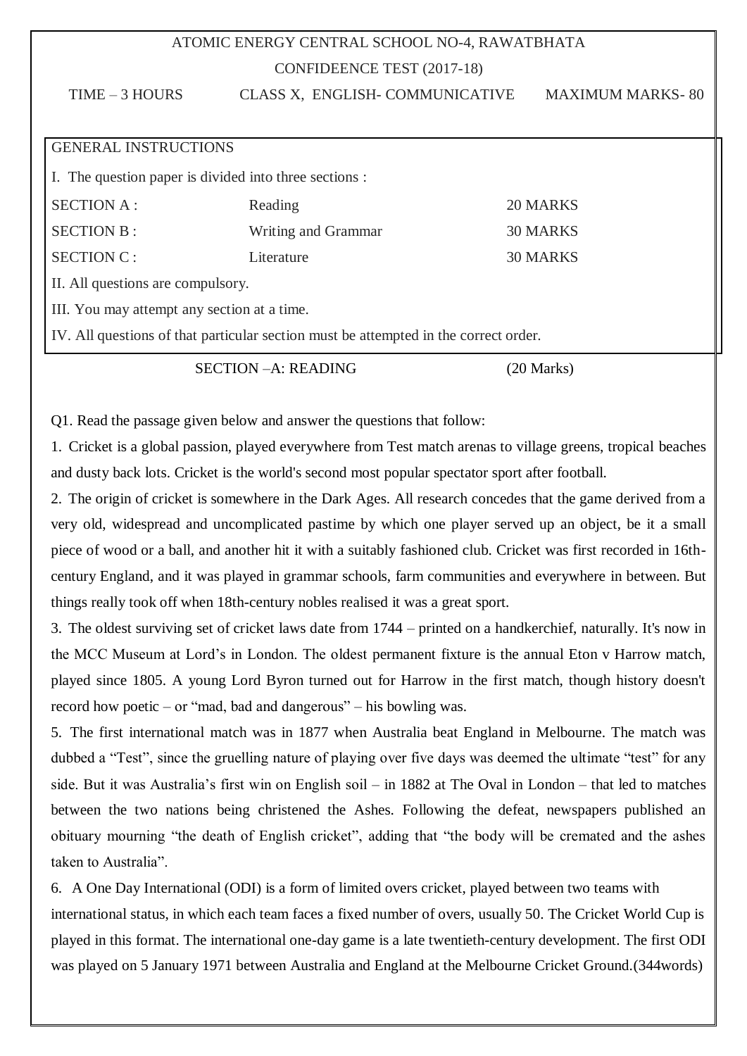ATOMIC ENERGY CENTRAL SCHOOL NO-4, RAWATBHATA

CONFIDEENCE TEST (2017-18)

TIME – 3 HOURS CLASS X, ENGLISH- COMMUNICATIVE MAXIMUM MARKS- 80

GENERAL INSTRUCTIONS

I. The question paper is divided into three sections :

| | | |
|---|---|---|
| SECTION A : | Reading | 20 MARKS |
| SECTION B : | Writing and Grammar | 30 MARKS |
| SECTION C : | Literature | 30 MARKS |

II. All questions are compulsory.

III. You may attempt any section at a time.

IV. All questions of that particular section must be attempted in the correct order.

## SECTION –A: READING (20 Marks)

Q1. Read the passage given below and answer the questions that follow:

1. Cricket is a global passion, played everywhere from Test match arenas to village greens, tropical beaches and dusty back lots. Cricket is the world's second most popular spectator sport after football.

2. The origin of cricket is somewhere in the Dark Ages. All research concedes that the game derived from a very old, widespread and uncomplicated pastime by which one player served up an object, be it a small piece of wood or a ball, and another hit it with a suitably fashioned club. Cricket was first recorded in 16th-century England, and it was played in grammar schools, farm communities and everywhere in between. But things really took off when 18th-century nobles realised it was a great sport.

3. The oldest surviving set of cricket laws date from 1744 – printed on a handkerchief, naturally. It's now in the MCC Museum at Lord's in London. The oldest permanent fixture is the annual Eton v Harrow match, played since 1805. A young Lord Byron turned out for Harrow in the first match, though history doesn't record how poetic – or "mad, bad and dangerous" – his bowling was.

5. The first international match was in 1877 when Australia beat England in Melbourne. The match was dubbed a "Test", since the gruelling nature of playing over five days was deemed the ultimate "test" for any side. But it was Australia's first win on English soil – in 1882 at The Oval in London – that led to matches between the two nations being christened the Ashes. Following the defeat, newspapers published an obituary mourning "the death of English cricket", adding that "the body will be cremated and the ashes taken to Australia".

6. A One Day International (ODI) is a form of limited overs cricket, played between two teams with international status, in which each team faces a fixed number of overs, usually 50. The Cricket World Cup is played in this format. The international one-day game is a late twentieth-century development. The first ODI was played on 5 January 1971 between Australia and England at the Melbourne Cricket Ground.(344words)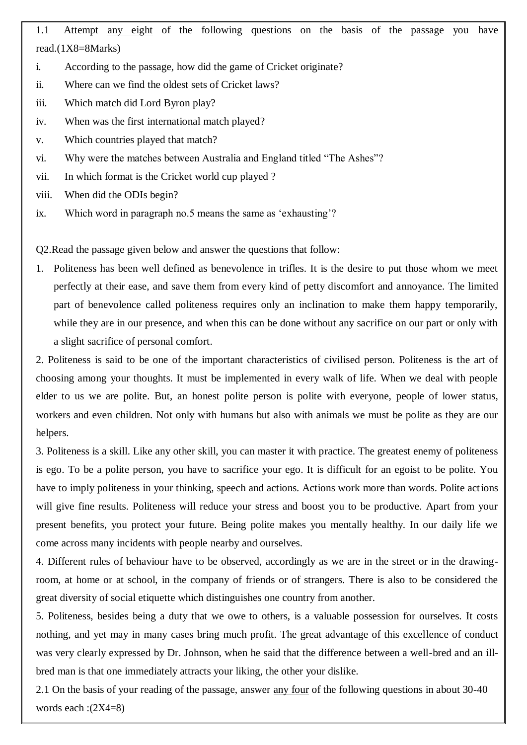1.1 Attempt <u>any eight</u> of the following questions on the basis of the passage you have read.(1X8=8Marks)

i. According to the passage, how did the game of Cricket originate?

ii. Where can we find the oldest sets of Cricket laws?

iii. Which match did Lord Byron play?

iv. When was the first international match played?

v. Which countries played that match?

vi. Why were the matches between Australia and England titled "The Ashes"?

vii. In which format is the Cricket world cup played ?

viii. When did the ODIs begin?

ix. Which word in paragraph no.5 means the same as 'exhausting'?

Q2.Read the passage given below and answer the questions that follow:

1. Politeness has been well defined as benevolence in trifles. It is the desire to put those whom we meet perfectly at their ease, and save them from every kind of petty discomfort and annoyance. The limited part of benevolence called politeness requires only an inclination to make them happy temporarily, while they are in our presence, and when this can be done without any sacrifice on our part or only with a slight sacrifice of personal comfort.

2. Politeness is said to be one of the important characteristics of civilised person. Politeness is the art of choosing among your thoughts. It must be implemented in every walk of life. When we deal with people elder to us we are polite. But, an honest polite person is polite with everyone, people of lower status, workers and even children. Not only with humans but also with animals we must be polite as they are our helpers.

3. Politeness is a skill. Like any other skill, you can master it with practice. The greatest enemy of politeness is ego. To be a polite person, you have to sacrifice your ego. It is difficult for an egoist to be polite. You have to imply politeness in your thinking, speech and actions. Actions work more than words. Polite actions will give fine results. Politeness will reduce your stress and boost you to be productive. Apart from your present benefits, you protect your future. Being polite makes you mentally healthy. In our daily life we come across many incidents with people nearby and ourselves.

4. Different rules of behaviour have to be observed, accordingly as we are in the street or in the drawing-room, at home or at school, in the company of friends or of strangers. There is also to be considered the great diversity of social etiquette which distinguishes one country from another.

5. Politeness, besides being a duty that we owe to others, is a valuable possession for ourselves. It costs nothing, and yet may in many cases bring much profit. The great advantage of this excellence of conduct was very clearly expressed by Dr. Johnson, when he said that the difference between a well-bred and an ill-bred man is that one immediately attracts your liking, the other your dislike.

2.1 On the basis of your reading of the passage, answer <u>any four</u> of the following questions in about 30-40 words each :(2X4=8)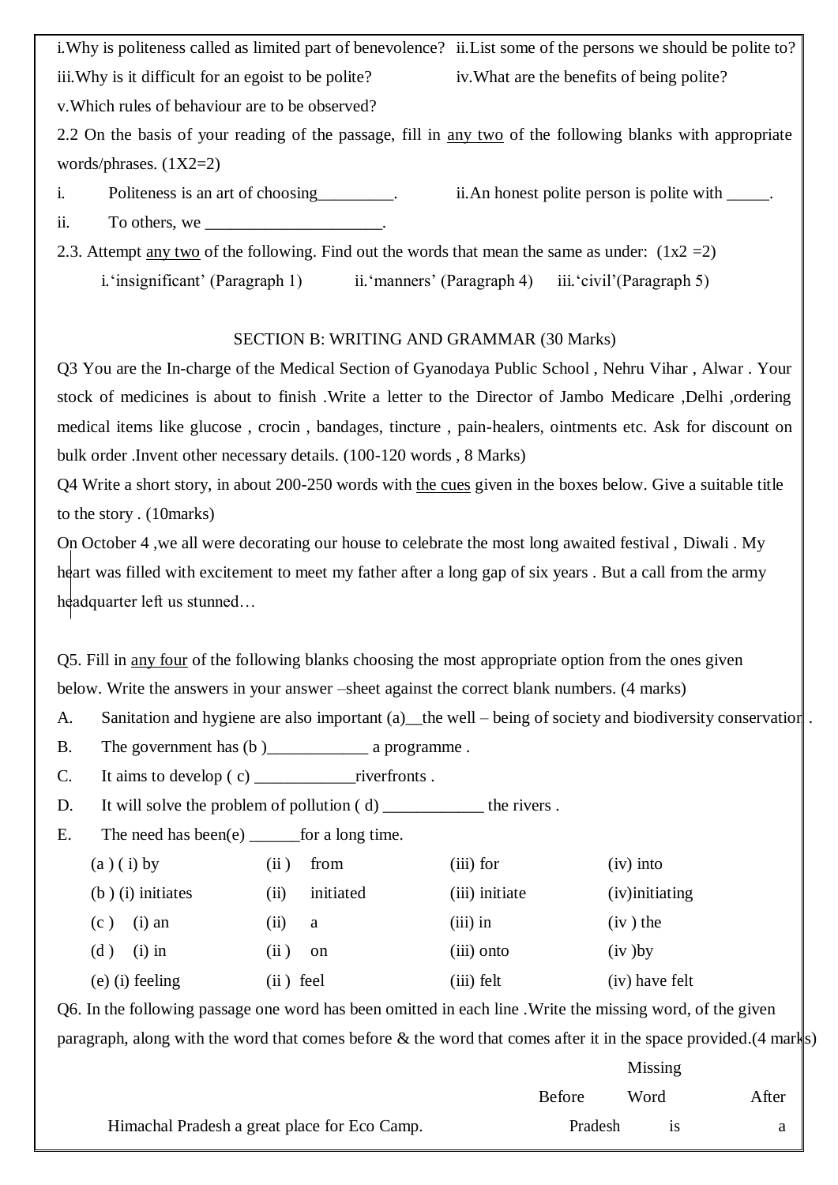i.Why is politeness called as limited part of benevolence? ii.List some of the persons we should be polite to?

iii.Why is it difficult for an egoist to be polite? iv.What are the benefits of being polite?

v.Which rules of behaviour are to be observed?

2.2 On the basis of your reading of the passage, fill in any two of the following blanks with appropriate words/phrases. (1X2=2)

i. Politeness is an art of choosing_________. ii.An honest polite person is polite with _____.

ii. To others, we _____________________.

2.3. Attempt any two of the following. Find out the words that mean the same as under: (1x2 =2)

i.'insignificant' (Paragraph 1) ii.'manners' (Paragraph 4) iii.'civil'(Paragraph 5)

## SECTION B: WRITING AND GRAMMAR (30 Marks)

Q3 You are the In-charge of the Medical Section of Gyanodaya Public School , Nehru Vihar , Alwar . Your stock of medicines is about to finish .Write a letter to the Director of Jambo Medicare ,Delhi ,ordering medical items like glucose , crocin , bandages, tincture , pain-healers, ointments etc. Ask for discount on bulk order .Invent other necessary details. (100-120 words , 8 Marks)

Q4 Write a short story, in about 200-250 words with the cues given in the boxes below. Give a suitable title to the story . (10marks)

On October 4 ,we all were decorating our house to celebrate the most long awaited festival , Diwali . My heart was filled with excitement to meet my father after a long gap of six years . But a call from the army headquarter left us stunned…

Q5. Fill in any four of the following blanks choosing the most appropriate option from the ones given below. Write the answers in your answer –sheet against the correct blank numbers. (4 marks)

A. Sanitation and hygiene are also important (a)__the well – being of society and biodiversity conservation .

B. The government has (b )____________ a programme .

C. It aims to develop ( c) ____________riverfronts .

D. It will solve the problem of pollution ( d) ____________ the rivers .

E. The need has been(e) ______for a long time.

| | | | |
|---|---|---|---|
| (a ) ( i) by | (ii ) from | (iii) for | (iv) into |
| (b ) (i) initiates | (ii) initiated | (iii) initiate | (iv)initiating |
| (c ) (i) an | (ii) a | (iii) in | (iv ) the |
| (d ) (i) in | (ii ) on | (iii) onto | (iv )by |
| (e) (i) feeling | (ii ) feel | (iii) felt | (iv) have felt |

Q6. In the following passage one word has been omitted in each line .Write the missing word, of the given paragraph, along with the word that comes before & the word that comes after it in the space provided.(4 marks)

| | Before | Missing Word | After |
|---|---|---|---|
| Himachal Pradesh a great place for Eco Camp. | Pradesh | is | a |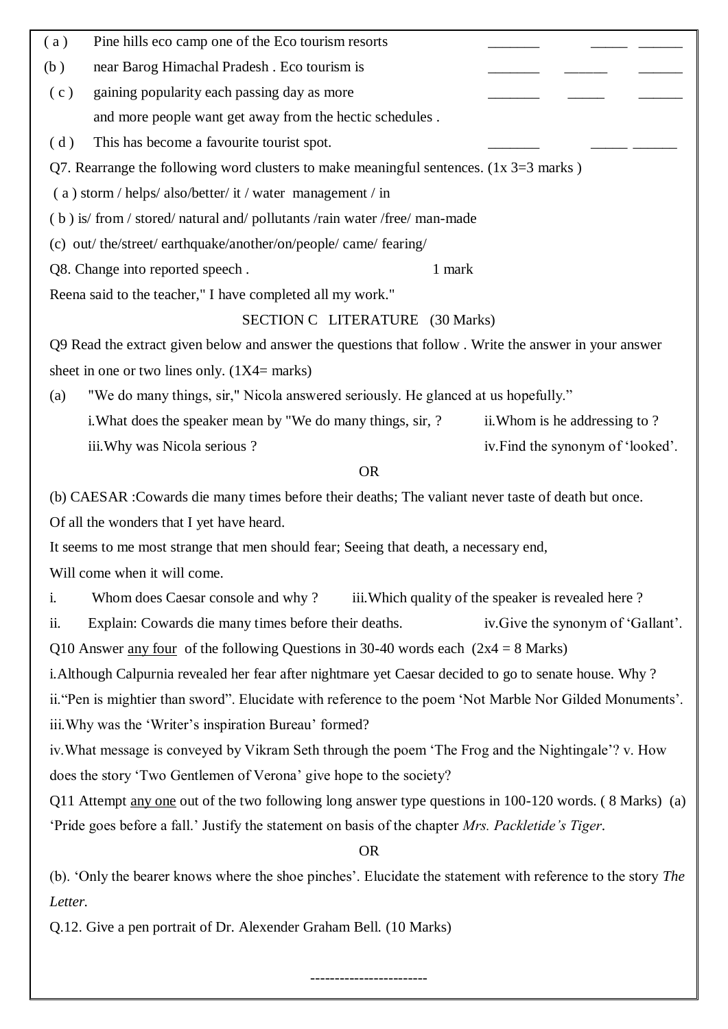( a ) Pine hills eco camp one of the Eco tourism resorts _______ _____ ______

(b ) near Barog Himachal Pradesh . Eco tourism is _______ ______ ______

( c ) gaining popularity each passing day as more _______ _____ ______
and more people want get away from the hectic schedules .

( d ) This has become a favourite tourist spot. _______ _____ ______

Q7. Rearrange the following word clusters to make meaningful sentences. (1x 3=3 marks )

( a ) storm / helps/ also/better/ it / water management / in

( b ) is/ from / stored/ natural and/ pollutants /rain water /free/ man-made

(c) out/ the/street/ earthquake/another/on/people/ came/ fearing/

Q8. Change into reported speech . 1 mark

Reena said to the teacher," I have completed all my work."

SECTION C LITERATURE (30 Marks)

Q9 Read the extract given below and answer the questions that follow . Write the answer in your answer sheet in one or two lines only. (1X4= marks)

(a) "We do many things, sir," Nicola answered seriously. He glanced at us hopefully."

i.What does the speaker mean by "We do many things, sir, ?

ii.Whom is he addressing to ?

iii.Why was Nicola serious ?

iv.Find the synonym of 'looked'.

OR

(b) CAESAR :Cowards die many times before their deaths; The valiant never taste of death but once.
Of all the wonders that I yet have heard.
It seems to me most strange that men should fear; Seeing that death, a necessary end,
Will come when it will come.

i. Whom does Caesar console and why ?

iii.Which quality of the speaker is revealed here ?

ii. Explain: Cowards die many times before their deaths.

iv.Give the synonym of 'Gallant'.

Q10 Answer <u>any four</u> of the following Questions in 30-40 words each (2x4 = 8 Marks)

i.Although Calpurnia revealed her fear after nightmare yet Caesar decided to go to senate house. Why ?

ii."Pen is mightier than sword". Elucidate with reference to the poem 'Not Marble Nor Gilded Monuments'.

iii.Why was the 'Writer's inspiration Bureau' formed?

iv.What message is conveyed by Vikram Seth through the poem 'The Frog and the Nightingale'?

v. How does the story 'Two Gentlemen of Verona' give hope to the society?

Q11 Attempt <u>any one</u> out of the two following long answer type questions in 100-120 words. ( 8 Marks)

(a) 'Pride goes before a fall.' Justify the statement on basis of the chapter *Mrs. Packletide's Tiger*.

OR

(b). 'Only the bearer knows where the shoe pinches'. Elucidate the statement with reference to the story *The Letter*.

Q.12. Give a pen portrait of Dr. Alexender Graham Bell. (10 Marks)

------------------------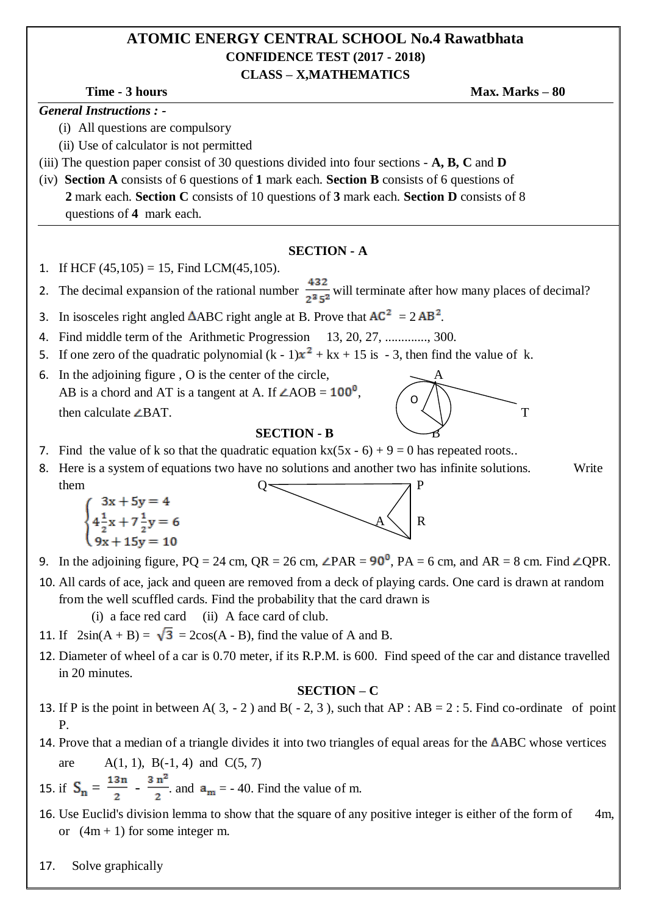# ATOMIC ENERGY CENTRAL SCHOOL No.4 Rawatbhata

## CONFIDENCE TEST (2017 - 2018)

## CLASS – X,MATHEMATICS

**Time - 3 hours** **Max. Marks – 80**

***General Instructions : -***

(i) All questions are compulsory

(ii) Use of calculator is not permitted

(iii) The question paper consist of 30 questions divided into four sections - **A, B, C** and **D**

(iv) **Section A** consists of 6 questions of **1** mark each. **Section B** consists of 6 questions of **2** mark each. **Section C** consists of 10 questions of **3** mark each. **Section D** consists of 8 questions of **4** mark each.

### SECTION - A

1. If HCF (45,105) = 15, Find LCM(45,105).
2. The decimal expansion of the rational number $\frac{432}{2^3 5^2}$ will terminate after how many places of decimal?
3. In isosceles right angled $\Delta$ABC right angle at B. Prove that $AC^2 = 2\,AB^2$.
4. Find middle term of the Arithmetic Progression 13, 20, 27, ............., 300.
5. If one zero of the quadratic polynomial $(k - 1)x^2 + kx + 15$ is $-3$, then find the value of k.
6. In the adjoining figure , O is the center of the circle, AB is a chord and AT is a tangent at A. If $\angle AOB = 100^0$, then calculate $\angle BAT$.

### SECTION - B

7. Find the value of k so that the quadratic equation $kx(5x - 6) + 9 = 0$ has repeated roots..
8. Here is a system of equations two have no solutions and another two has infinite solutions. Write them

$$\begin{cases} 3x + 5y = 4 \\ 4\frac{1}{2}x + 7\frac{1}{2}y = 6 \\ 9x + 15y = 10 \end{cases}$$

9. In the adjoining figure, PQ = 24 cm, QR = 26 cm, $\angle PAR = 90^0$, PA = 6 cm, and AR = 8 cm. Find $\angle QPR$.
10. All cards of ace, jack and queen are removed from a deck of playing cards. One card is drawn at random from the well scuffled cards. Find the probability that the card drawn is
    (i) a face red card (ii) A face card of club.
11. If $2\sin(A + B) = \sqrt{3} = 2\cos(A - B)$, find the value of A and B.
12. Diameter of wheel of a car is 0.70 meter, if its R.P.M. is 600. Find speed of the car and distance travelled in 20 minutes.

### SECTION – C

13. If P is the point in between A( 3, - 2 ) and B( - 2, 3 ), such that AP : AB = 2 : 5. Find co-ordinate of point P.
14. Prove that a median of a triangle divides it into two triangles of equal areas for the $\Delta$ABC whose vertices are A(1, 1), B(-1, 4) and C(5, 7)
15. if $S_n = \frac{13n}{2} - \frac{3n^2}{2}$. and $a_m = -40$. Find the value of m.
16. Use Euclid's division lemma to show that the square of any positive integer is either of the form of 4m, or (4m + 1) for some integer m.
17. Solve graphically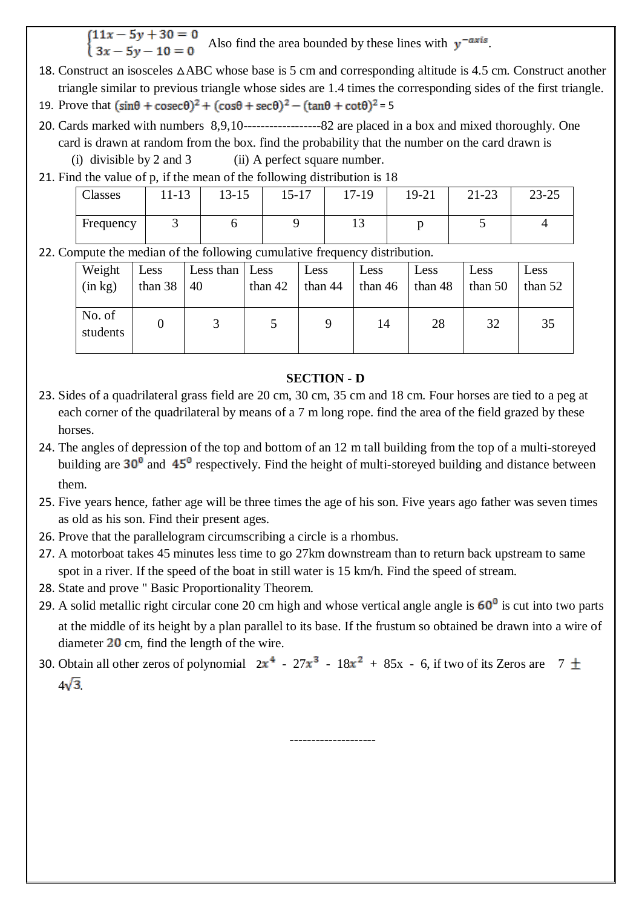$\begin{cases} 11x - 5y + 30 = 0 \\ 3x - 5y - 10 = 0 \end{cases}$ Also find the area bounded by these lines with $y^{-axis}$.

18. Construct an isosceles △ABC whose base is 5 cm and corresponding altitude is 4.5 cm. Construct another triangle similar to previous triangle whose sides are 1.4 times the corresponding sides of the first triangle.
19. Prove that $(\sin\theta + \text{cosec}\theta)^2 + (\cos\theta + \sec\theta)^2 - (\tan\theta + \cot\theta)^2 = 5$
20. Cards marked with numbers 8,9,10-----------------82 are placed in a box and mixed thoroughly. One card is drawn at random from the box. find the probability that the number on the card drawn is
   (i) divisible by 2 and 3 (ii) A perfect square number.
21. Find the value of p, if the mean of the following distribution is 18

| Classes | 11-13 | 13-15 | 15-17 | 17-19 | 19-21 | 21-23 | 23-25 |
|---|---|---|---|---|---|---|---|
| Frequency | 3 | 6 | 9 | 13 | p | 5 | 4 |

22. Compute the median of the following cumulative frequency distribution.

| Weight (in kg) | Less than 38 | Less than 40 | Less than 42 | Less than 44 | Less than 46 | Less than 48 | Less than 50 | Less than 52 |
|---|---|---|---|---|---|---|---|---|
| No. of students | 0 | 3 | 5 | 9 | 14 | 28 | 32 | 35 |

## SECTION - D

23. Sides of a quadrilateral grass field are 20 cm, 30 cm, 35 cm and 18 cm. Four horses are tied to a peg at each corner of the quadrilateral by means of a 7 m long rope. find the area of the field grazed by these horses.
24. The angles of depression of the top and bottom of an 12 m tall building from the top of a multi-storeyed building are $30^0$ and $45^0$ respectively. Find the height of multi-storeyed building and distance between them.
25. Five years hence, father age will be three times the age of his son. Five years ago father was seven times as old as his son. Find their present ages.
26. Prove that the parallelogram circumscribing a circle is a rhombus.
27. A motorboat takes 45 minutes less time to go 27km downstream than to return back upstream to same spot in a river. If the speed of the boat in still water is 15 km/h. Find the speed of stream.
28. State and prove " Basic Proportionality Theorem.
29. A solid metallic right circular cone 20 cm high and whose vertical angle angle is $60^0$ is cut into two parts at the middle of its height by a plan parallel to its base. If the frustum so obtained be drawn into a wire of diameter $20$ cm, find the length of the wire.
30. Obtain all other zeros of polynomial $2x^4 - 27x^3 - 18x^2 + 85x - 6$, if two of its Zeros are $7 \pm 4\sqrt{3}$.

--------------------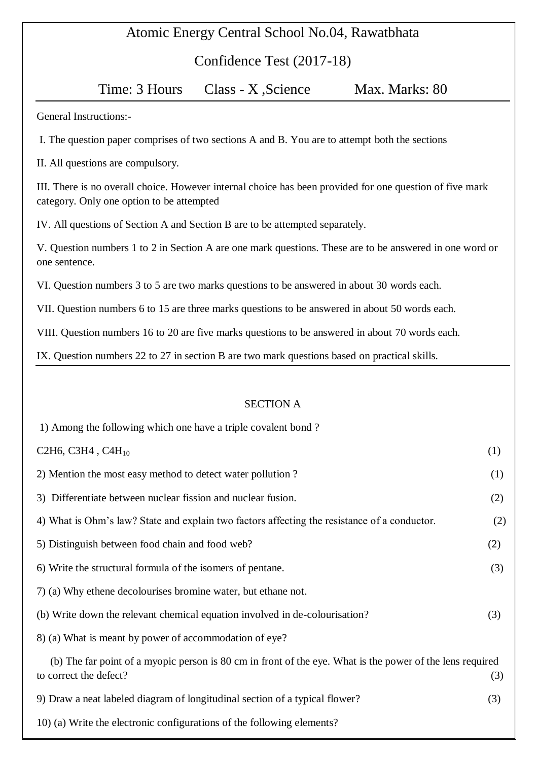# Atomic Energy Central School No.04, Rawatbhata

## Confidence Test (2017-18)

**Time: 3 Hours      Class - X ,Science      Max. Marks: 80**

General Instructions:-

I. The question paper comprises of two sections A and B. You are to attempt both the sections

II. All questions are compulsory.

III. There is no overall choice. However internal choice has been provided for one question of five mark category. Only one option to be attempted

IV. All questions of Section A and Section B are to be attempted separately.

V. Question numbers 1 to 2 in Section A are one mark questions. These are to be answered in one word or one sentence.

VI. Question numbers 3 to 5 are two marks questions to be answered in about 30 words each.

VII. Question numbers 6 to 15 are three marks questions to be answered in about 50 words each.

VIII. Question numbers 16 to 20 are five marks questions to be answered in about 70 words each.

IX. Question numbers 22 to 27 in section B are two mark questions based on practical skills.

### SECTION A

1) Among the following which one have a triple covalent bond ?

$C2H6$, $C3H4$ , $C4H_{10}$ (1)

2) Mention the most easy method to detect water pollution ? (1)

3) Differentiate between nuclear fission and nuclear fusion. (2)

4) What is Ohm's law? State and explain two factors affecting the resistance of a conductor. (2)

5) Distinguish between food chain and food web? (2)

6) Write the structural formula of the isomers of pentane. (3)

7) (a) Why ethene decolourises bromine water, but ethane not.

(b) Write down the relevant chemical equation involved in de-colourisation? (3)

8) (a) What is meant by power of accommodation of eye?

(b) The far point of a myopic person is 80 cm in front of the eye. What is the power of the lens required to correct the defect? (3)

9) Draw a neat labeled diagram of longitudinal section of a typical flower? (3)

10) (a) Write the electronic configurations of the following elements?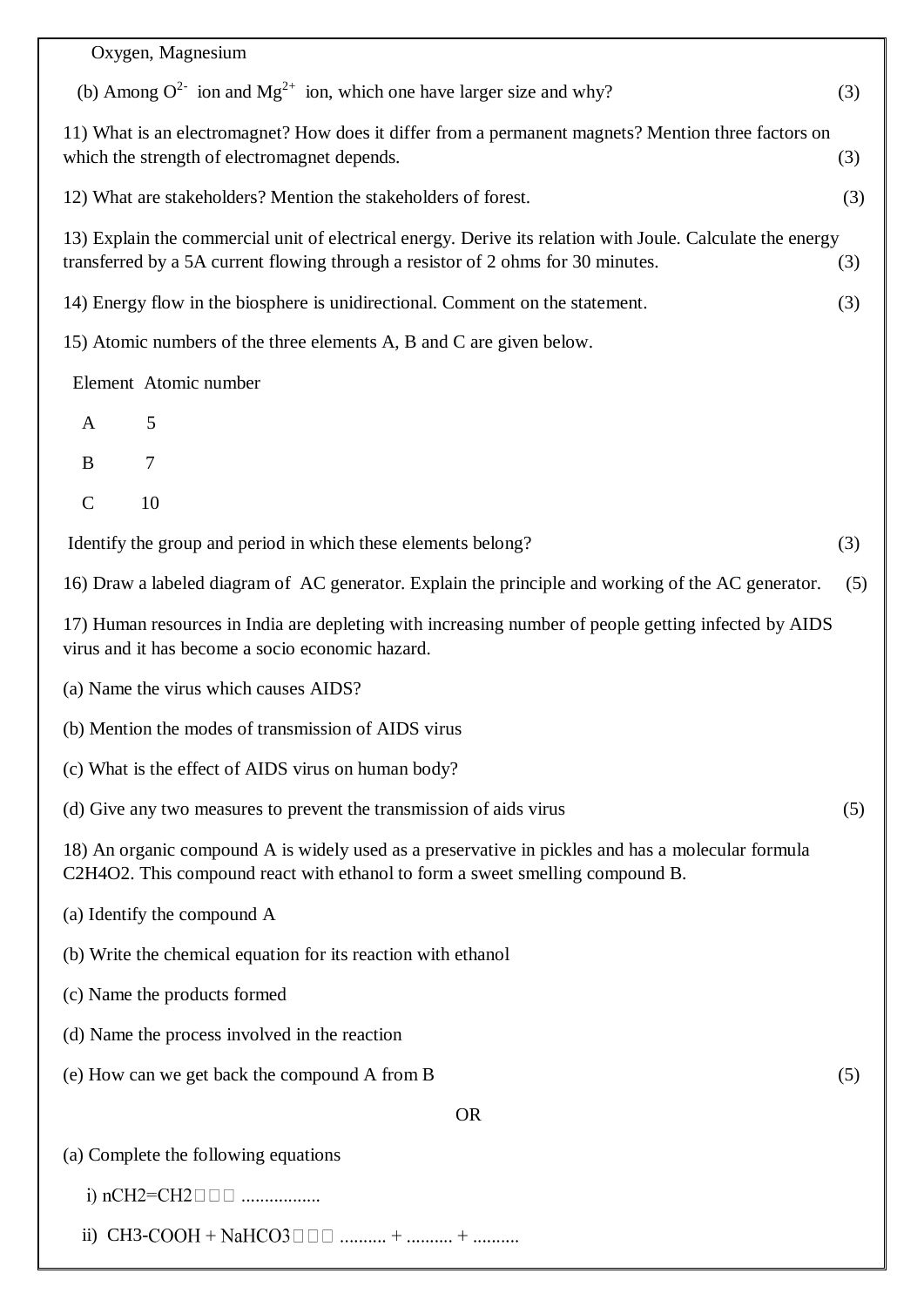Oxygen, Magnesium

(b) Among $O^{2-}$ ion and $Mg^{2+}$ ion, which one have larger size and why? (3)

11) What is an electromagnet? How does it differ from a permanent magnets? Mention three factors on which the strength of electromagnet depends. (3)

12) What are stakeholders? Mention the stakeholders of forest. (3)

13) Explain the commercial unit of electrical energy. Derive its relation with Joule. Calculate the energy transferred by a 5A current flowing through a resistor of 2 ohms for 30 minutes. (3)

14) Energy flow in the biosphere is unidirectional. Comment on the statement. (3)

15) Atomic numbers of the three elements A, B and C are given below.

| Element | Atomic number |
|---|---|
| A | 5 |
| B | 7 |
| C | 10 |

Identify the group and period in which these elements belong? (3)

16) Draw a labeled diagram of AC generator. Explain the principle and working of the AC generator. (5)

17) Human resources in India are depleting with increasing number of people getting infected by AIDS virus and it has become a socio economic hazard.

(a) Name the virus which causes AIDS?

(b) Mention the modes of transmission of AIDS virus

(c) What is the effect of AIDS virus on human body?

(d) Give any two measures to prevent the transmission of aids virus (5)

18) An organic compound A is widely used as a preservative in pickles and has a molecular formula $C_2H_4O_2$. This compound react with ethanol to form a sweet smelling compound B.

(a) Identify the compound A

(b) Write the chemical equation for its reaction with ethanol

(c) Name the products formed

(d) Name the process involved in the reaction

(e) How can we get back the compound A from B (5)

OR

(a) Complete the following equations

i) $nCH_2=CH_2$ □□□ .................

ii) $CH_3\text{-}COOH + NaHCO_3$ □□□ .......... + .......... + ..........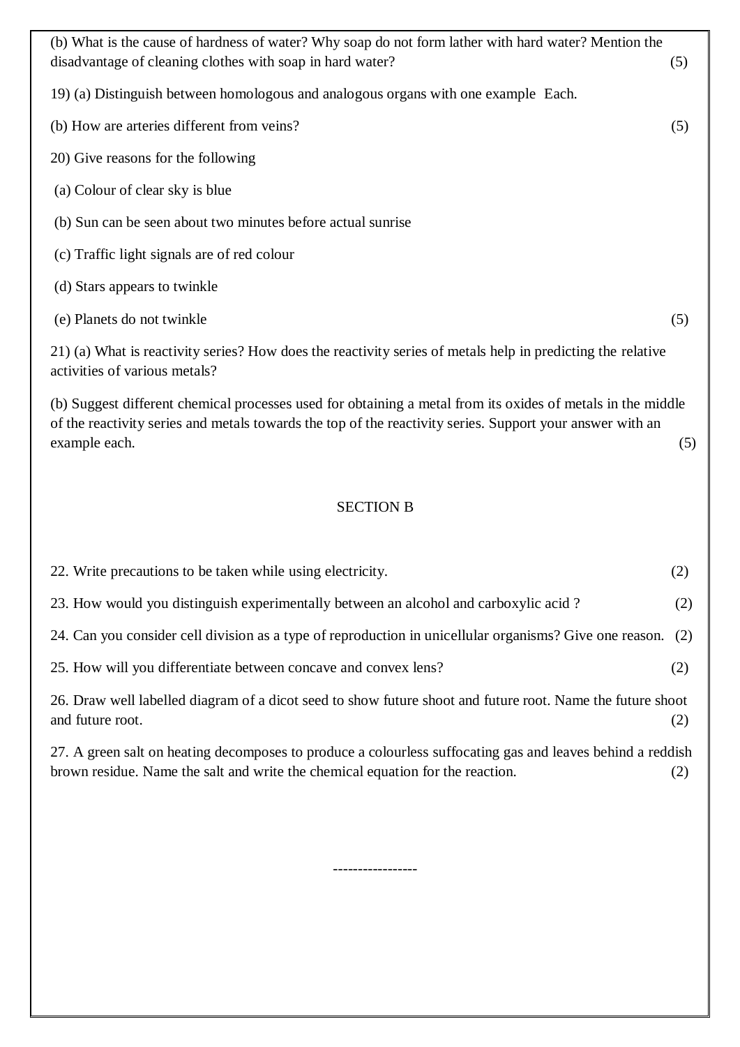(b) What is the cause of hardness of water? Why soap do not form lather with hard water? Mention the disadvantage of cleaning clothes with soap in hard water? (5)

19) (a) Distinguish between homologous and analogous organs with one example Each.

(b) How are arteries different from veins? (5)

20) Give reasons for the following

(a) Colour of clear sky is blue

(b) Sun can be seen about two minutes before actual sunrise

(c) Traffic light signals are of red colour

(d) Stars appears to twinkle

(e) Planets do not twinkle (5)

21) (a) What is reactivity series? How does the reactivity series of metals help in predicting the relative activities of various metals?

(b) Suggest different chemical processes used for obtaining a metal from its oxides of metals in the middle of the reactivity series and metals towards the top of the reactivity series. Support your answer with an example each. (5)

## SECTION B

22. Write precautions to be taken while using electricity. (2)

23. How would you distinguish experimentally between an alcohol and carboxylic acid ? (2)

24. Can you consider cell division as a type of reproduction in unicellular organisms? Give one reason. (2)

25. How will you differentiate between concave and convex lens? (2)

26. Draw well labelled diagram of a dicot seed to show future shoot and future root. Name the future shoot and future root. (2)

27. A green salt on heating decomposes to produce a colourless suffocating gas and leaves behind a reddish brown residue. Name the salt and write the chemical equation for the reaction. (2)

-----------------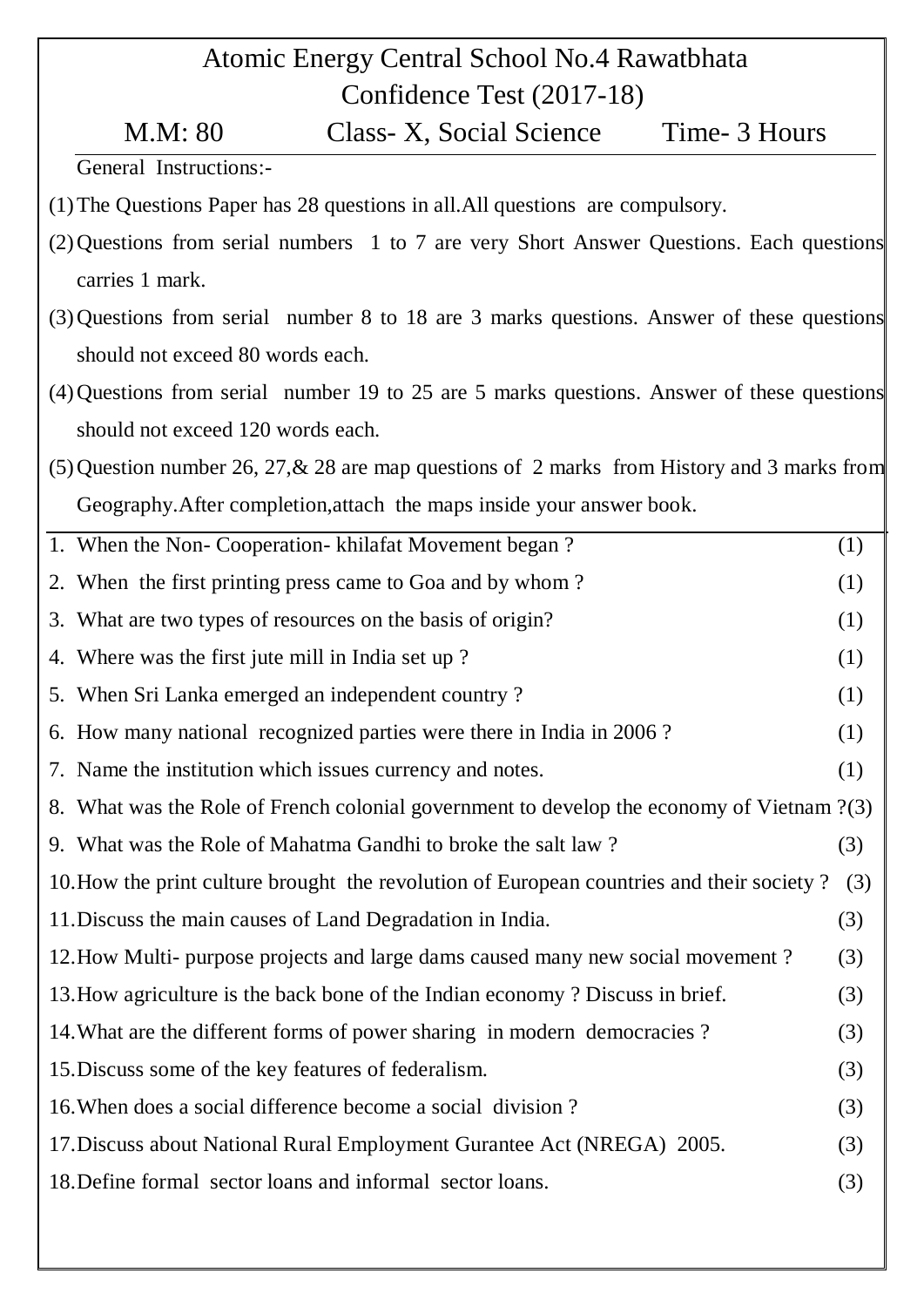# Atomic Energy Central School No.4 Rawatbhata

## Confidence Test (2017-18)

**M.M: 80** | **Class- X, Social Science** | **Time- 3 Hours**

General Instructions:-

(1) The Questions Paper has 28 questions in all.All questions are compulsory.

(2) Questions from serial numbers 1 to 7 are very Short Answer Questions. Each questions carries 1 mark.

(3) Questions from serial number 8 to 18 are 3 marks questions. Answer of these questions should not exceed 80 words each.

(4) Questions from serial number 19 to 25 are 5 marks questions. Answer of these questions should not exceed 120 words each.

(5) Question number 26, 27,& 28 are map questions of 2 marks from History and 3 marks from Geography.After completion,attach the maps inside your answer book.

---

1. When the Non- Cooperation- khilafat Movement began ? (1)
2. When the first printing press came to Goa and by whom ? (1)
3. What are two types of resources on the basis of origin? (1)
4. Where was the first jute mill in India set up ? (1)
5. When Sri Lanka emerged an independent country ? (1)
6. How many national recognized parties were there in India in 2006 ? (1)
7. Name the institution which issues currency and notes. (1)
8. What was the Role of French colonial government to develop the economy of Vietnam ?(3)
9. What was the Role of Mahatma Gandhi to broke the salt law ? (3)
10. How the print culture brought the revolution of European countries and their society ? (3)
11. Discuss the main causes of Land Degradation in India. (3)
12. How Multi- purpose projects and large dams caused many new social movement ? (3)
13. How agriculture is the back bone of the Indian economy ? Discuss in brief. (3)
14. What are the different forms of power sharing in modern democracies ? (3)
15. Discuss some of the key features of federalism. (3)
16. When does a social difference become a social division ? (3)
17. Discuss about National Rural Employment Gurantee Act (NREGA) 2005. (3)
18. Define formal sector loans and informal sector loans. (3)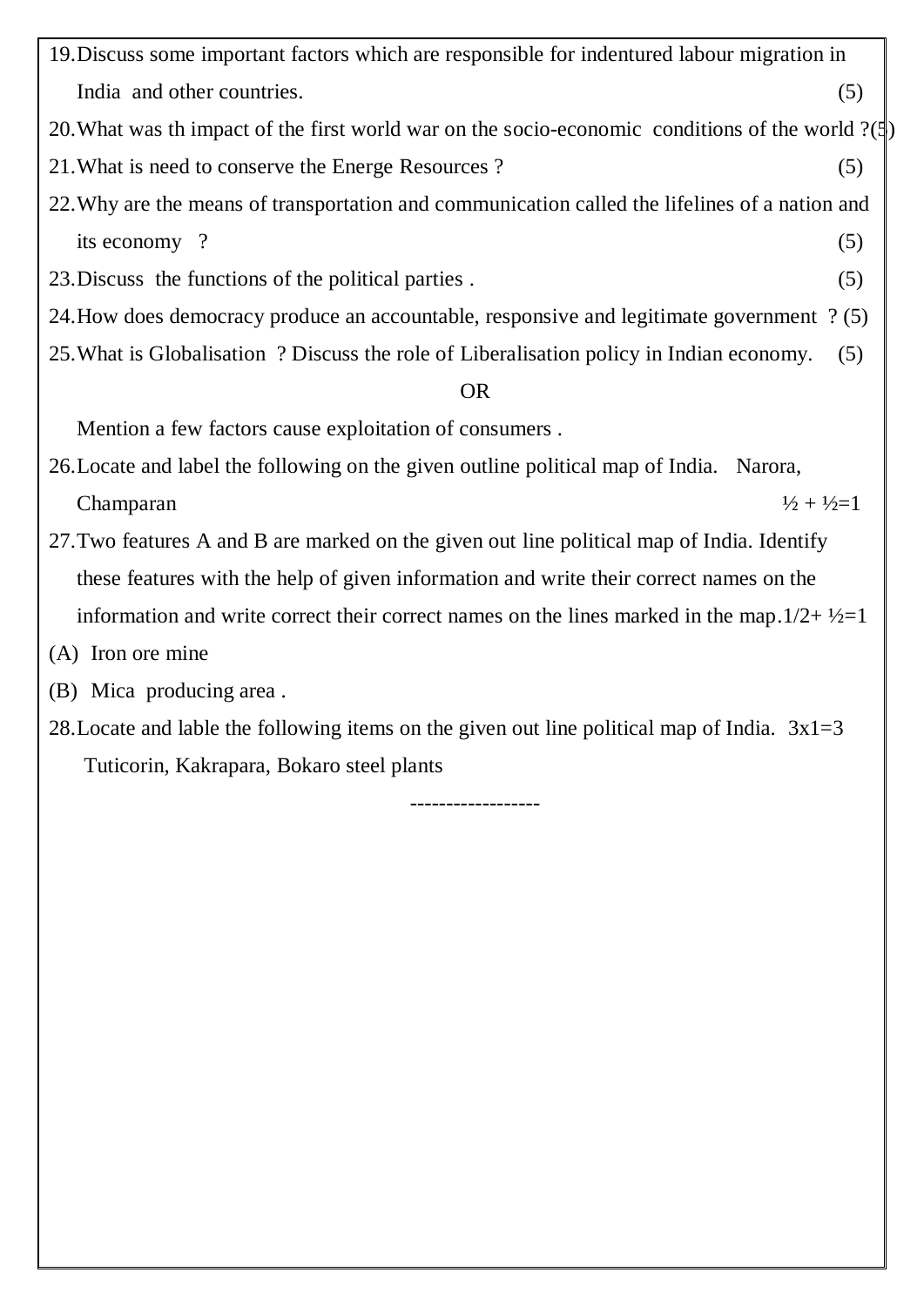19. Discuss some important factors which are responsible for indentured labour migration in India and other countries. (5)
20. What was th impact of the first world war on the socio-economic conditions of the world ?(5)
21. What is need to conserve the Energe Resources ? (5)
22. Why are the means of transportation and communication called the lifelines of a nation and its economy ? (5)
23. Discuss the functions of the political parties . (5)
24. How does democracy produce an accountable, responsive and legitimate government ? (5)
25. What is Globalisation ? Discuss the role of Liberalisation policy in Indian economy. (5)

    OR

    Mention a few factors cause exploitation of consumers .
26. Locate and label the following on the given outline political map of India. Narora, Champaran ½ + ½=1
27. Two features A and B are marked on the given out line political map of India. Identify these features with the help of given information and write their correct names on the information and write correct their correct names on the lines marked in the map.1/2+ ½=1

(A) Iron ore mine

(B) Mica producing area .

28. Locate and lable the following items on the given out line political map of India. 3x1=3
    Tuticorin, Kakrapara, Bokaro steel plants

------------------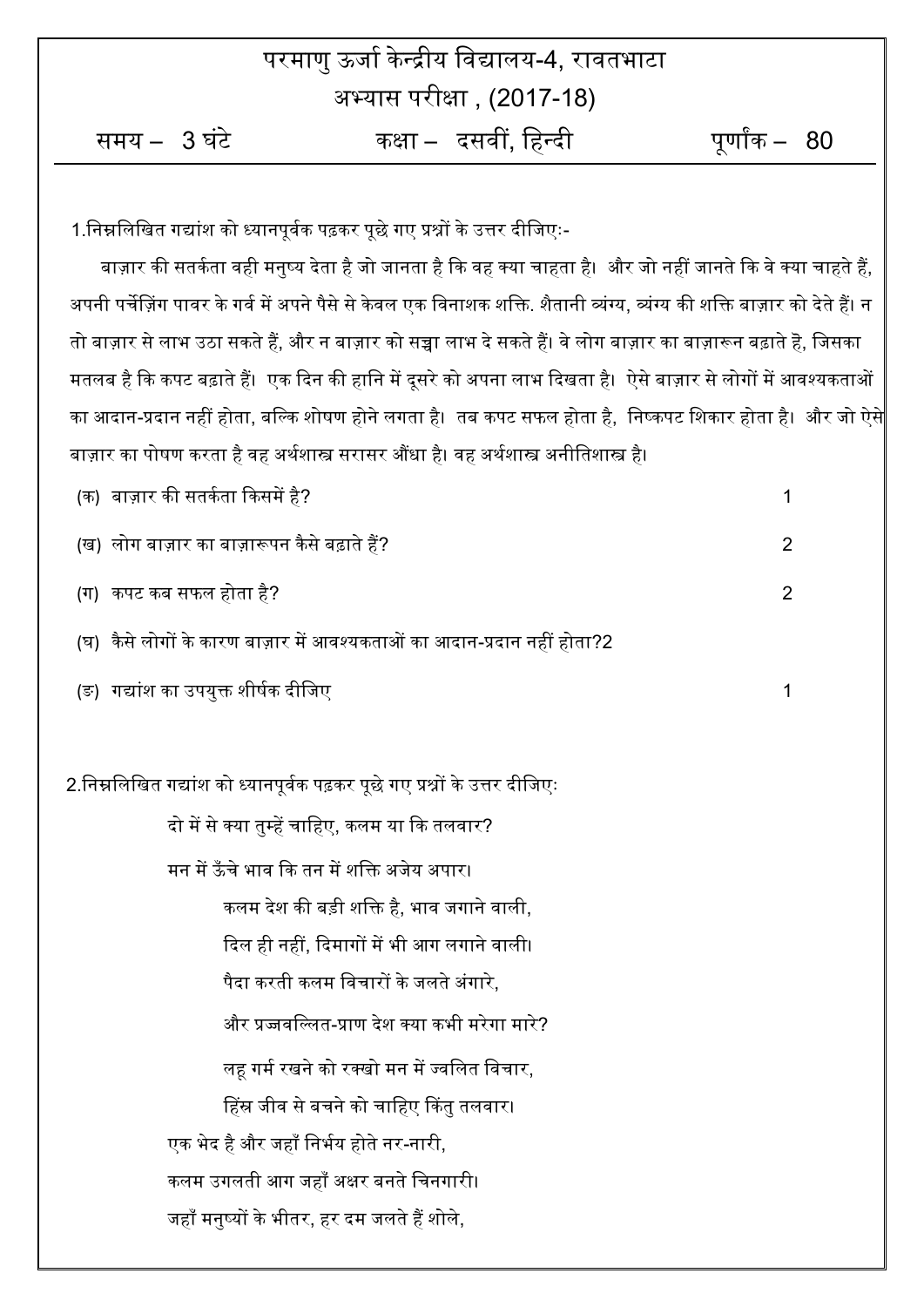# परमाणु ऊर्जा केन्द्रीय विद्यालय-4, रावतभाटा

## अभ्यास परीक्षा , (2017-18)

समय – 3 घंटे कक्षा – दसवीं, हिन्दी पूर्णांक – 80

---

1.निम्नलिखित गद्यांश को ध्यानपूर्वक पढ़कर पूछे गए प्रश्नों के उत्तर दीजिएः-

बाज़ार की सतर्कता वही मनुष्य देता है जो जानता है कि वह क्या चाहता है। और जो नहीं जानते कि वे क्या चाहते हैं, अपनी पर्चेज़िंग पावर के गर्व में अपने पैसे से केवल एक विनाशक शक्ति. शैतानी व्यंग्य, व्यंग्य की शक्ति बाज़ार को देते हैं। न तो बाज़ार से लाभ उठा सकते हैं, और न बाज़ार को सच्चा लाभ दे सकते हैं। वे लोग बाज़ार का बाज़ारून बढ़ाते हे, जिसका मतलब है कि कपट बढ़ाते हैं। एक दिन की हानि में दूसरे को अपना लाभ दिखता है। ऐसे बाज़ार से लोगों में आवश्यकताओं का आदान-प्रदान नहीं होता, बल्कि शोषण होने लगता है। तब कपट सफल होता है, निष्कपट शिकार होता है। और जो ऐसे बाज़ार का पोषण करता है वह अर्थशास्त्र सरासर औंधा है। वह अर्थशास्त्र अनीतिशास्त्र है।

(क) बाज़ार की सतर्कता किसमें है? 1

(ख) लोग बाज़ार का बाज़ारूपन कैसे बढ़ाते हैं? 2

(ग) कपट कब सफल होता है? 2

(घ) कैसे लोगों के कारण बाज़ार में आवश्यकताओं का आदान-प्रदान नहीं होता?2

(ङ) गद्यांश का उपयुक्त शीर्षक दीजिए 1

2.निम्नलिखित गद्यांश को ध्यानपूर्वक पढ़कर पूछे गए प्रश्नों के उत्तर दीजिएः

दो में से क्या तुम्हें चाहिए, कलम या कि तलवार?

मन में ऊँचे भाव कि तन में शक्ति अजेय अपार।

कलम देश की बड़ी शक्ति है, भाव जगाने वाली,

दिल ही नहीं, दिमागों में भी आग लगाने वाली।

पैदा करती कलम विचारों के जलते अंगारे,

और प्रज्वल्लित-प्राण देश क्या कभी मरेगा मारे?

लहू गर्म रखने को रक्खो मन में ज्वलित विचार,

हिंस्र जीव से बचने को चाहिए किंतु तलवार।

एक भेद है और जहाँ निर्भय होते नर-नारी,

कलम उगलती आग जहाँ अक्षर बनते चिनगारी।

जहाँ मनुष्यों के भीतर, हर दम जलते हैं शोले,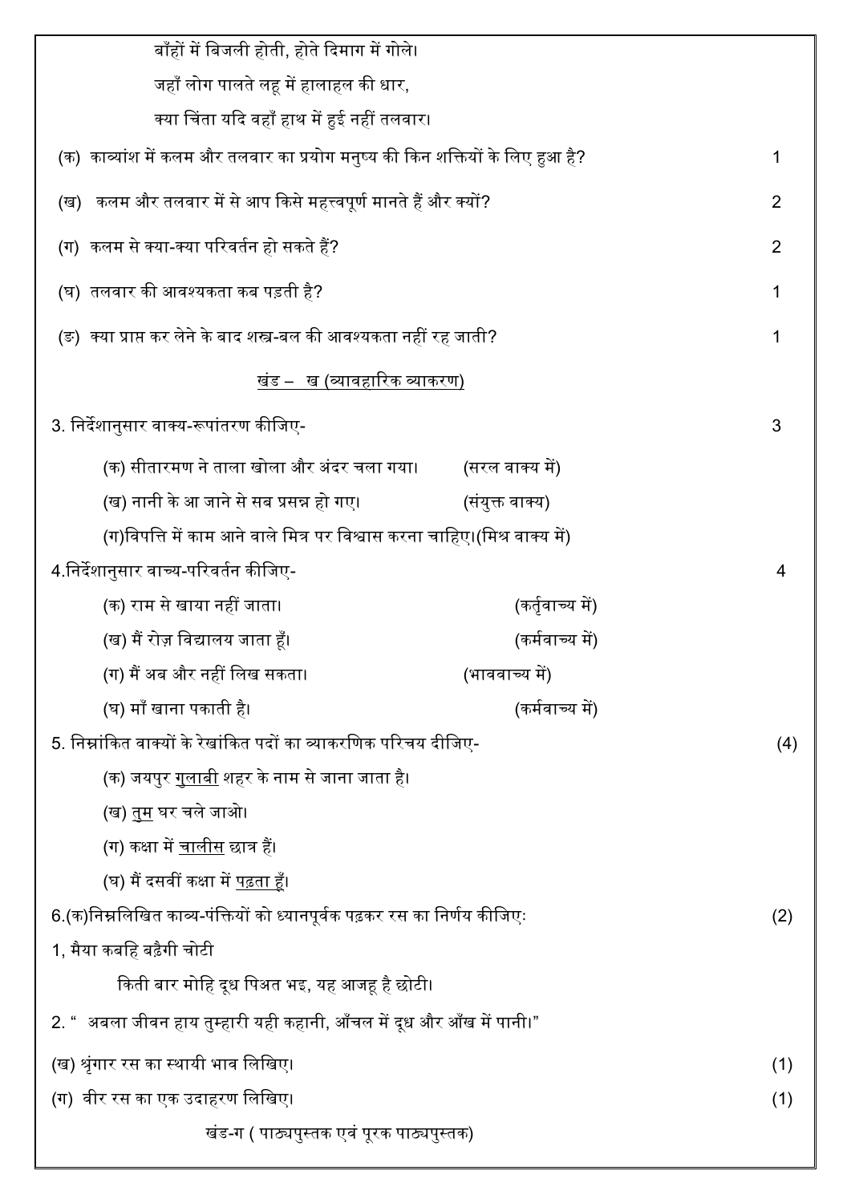बाँहों में बिजली होती, होते दिमाग में गोले।

जहाँ लोग पालते लहू में हालाहल की धार,

क्या चिंता यदि वहाँ हाथ में हुई नहीं तलवार।

(क) काव्यांश में कलम और तलवार का प्रयोग मनुष्य की किन शक्तियों के लिए हुआ है? 1

(ख) कलम और तलवार में से आप किसे महत्त्वपूर्ण मानते हैं और क्यों? 2

(ग) कलम से क्या-क्या परिवर्तन हो सकते हैं? 2

(घ) तलवार की आवश्यकता कब पड़ती है? 1

(ङ) क्या प्राप्त कर लेने के बाद शस्त्र-बल की आवश्यकता नहीं रह जाती? 1

## खंड – ख (व्यावहारिक व्याकरण)

3. निर्देशानुसार वाक्य-रूपांतरण कीजिए- 3

(क) सीतारमण ने ताला खोला और अंदर चला गया। (सरल वाक्य में)

(ख) नानी के आ जाने से सब प्रसन्न हो गए। (संयुक्त वाक्य)

(ग) विपत्ति में काम आने वाले मित्र पर विश्वास करना चाहिए। (मिश्र वाक्य में)

4. निर्देशानुसार वाच्य-परिवर्तन कीजिए- 4

(क) राम से खाया नहीं जाता। (कर्तृवाच्य में)

(ख) मैं रोज़ विद्यालय जाता हूँ। (कर्मवाच्य में)

(ग) मैं अब और नहीं लिख सकता। (भाववाच्य में)

(घ) माँ खाना पकाती है। (कर्मवाच्य में)

5. निम्नांकित वाक्यों के रेखांकित पदों का व्याकरणिक परिचय दीजिए- (4)

(क) जयपुर <u>गुलाबी</u> शहर के नाम से जाना जाता है।

(ख) <u>तुम</u> घर चले जाओ।

(ग) कक्षा में <u>चालीस</u> छात्र हैं।

(घ) मैं दसवीं कक्षा में <u>पढ़ता हूँ</u>।

6.(क) निम्नलिखित काव्य-पंक्तियों को ध्यानपूर्वक पढ़कर रस का निर्णय कीजिए: (2)

1, मैया कबहि बढ़ैगी चोटी

किती बार मोहि दूध पिअत भइ, यह आजहू है छोटी।

2. " अबला जीवन हाय तुम्हारी यही कहानी, आँचल में दूध और आँख में पानी।"

(ख) श्रृंगार रस का स्थायी भाव लिखिए। (1)

(ग) वीर रस का एक उदाहरण लिखिए। (1)

## खंड-ग ( पाठ्यपुस्तक एवं पूरक पाठ्यपुस्तक)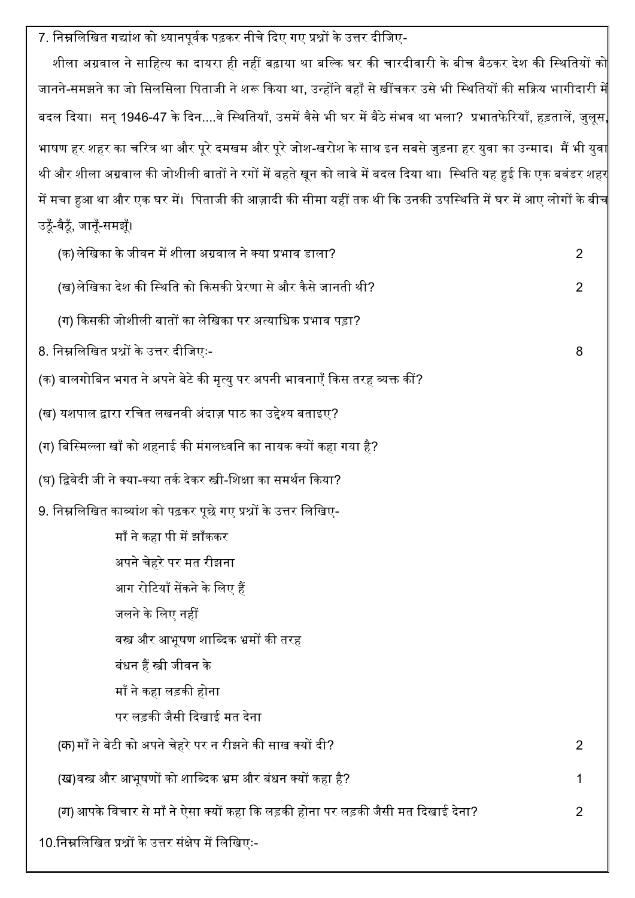7. निम्नलिखित गद्यांश को ध्यानपूर्वक पढ़कर नीचे दिए गए प्रश्नों के उत्तर दीजिए-

शीला अग्रवाल ने साहित्य का दायरा ही नहीं बढ़ाया था बल्कि घर की चारदीवारी के बीच बैठकर देश की स्थितियों को जानने-समझने का जो सिलसिला पिताजी ने शरू किया था, उन्होंने वहाँ से खींचकर उसे भी स्थितियों की सक्रिय भागीदारी में बदल दिया। सन् 1946-47 के दिन....वे स्थितियाँ, उसमें वैसे भी घर में बैठे संभव था भला? प्रभातफेरियाँ, हड़तालें, जुलूस, भाषण हर शहर का चरित्र था और पूरे दमखम और पूरे जोश-खरोश के साथ इन सबसे जुड़ना हर युवा का उन्माद। मैं भी युवा थी और शीला अग्रवाल की जोशीली बातों ने रगों में बहते खून को लावे में बदल दिया था। स्थिति यह हुई कि एक बवंडर शहर में मचा हुआ था और एक घर में। पिताजी की आज़ादी की सीमा यहीं तक थी कि उनकी उपस्थिति में घर में आए लोगों के बीच उठूँ-बैठूँ, जानूँ-समझूँ।

(क) लेखिका के जीवन में शीला अग्रवाल ने क्या प्रभाव डाला? 2

(ख) लेखिका देश की स्थिति को किसकी प्रेरणा से और कैसे जानती थी? 2

(ग) किसकी जोशीली बातों का लेखिका पर अत्याधिक प्रभाव पड़ा?

8. निम्नलिखित प्रश्नों के उत्तर दीजिएः- 8

(क) बालगोबिन भगत ने अपने बेटे की मृत्यु पर अपनी भावनाएँ किस तरह व्यक्त कीं?

(ख) यशपाल द्वारा रचित लखनवी अंदाज़ पाठ का उद्देश्य बताइए?

(ग) बिस्मिल्ला खाँ को शहनाई की मंगलध्वनि का नायक क्यों कहा गया है?

(घ) द्विवेदी जी ने क्या-क्या तर्क देकर स्त्री-शिक्षा का समर्थन किया?

9. निम्नलिखित काव्यांश को पढ़कर पूछे गए प्रश्नों के उत्तर लिखिए-

माँ ने कहा पी में झाँककर  
अपने चेहरे पर मत रीझना  
आग रोटियाँ सेंकने के लिए हैं  
जलने के लिए नहीं  
वस्त्र और आभूषण शाब्दिक भ्रमों की तरह  
बंधन हैं स्त्री जीवन के  
माँ ने कहा लड़की होना  
पर लड़की जैसी दिखाई मत देना

(क) माँ ने बेटी को अपने चेहरे पर न रीझने की साख क्यों दी? 2

(ख) वस्त्र और आभूषणों को शाब्दिक भ्रम और बंधन क्यों कहा है? 1

(ग) आपके विचार से माँ ने ऐसा क्यों कहा कि लड़की होना पर लड़की जैसी मत दिखाई देना? 2

10. निम्नलिखित प्रश्नों के उत्तर संक्षेप में लिखिएः-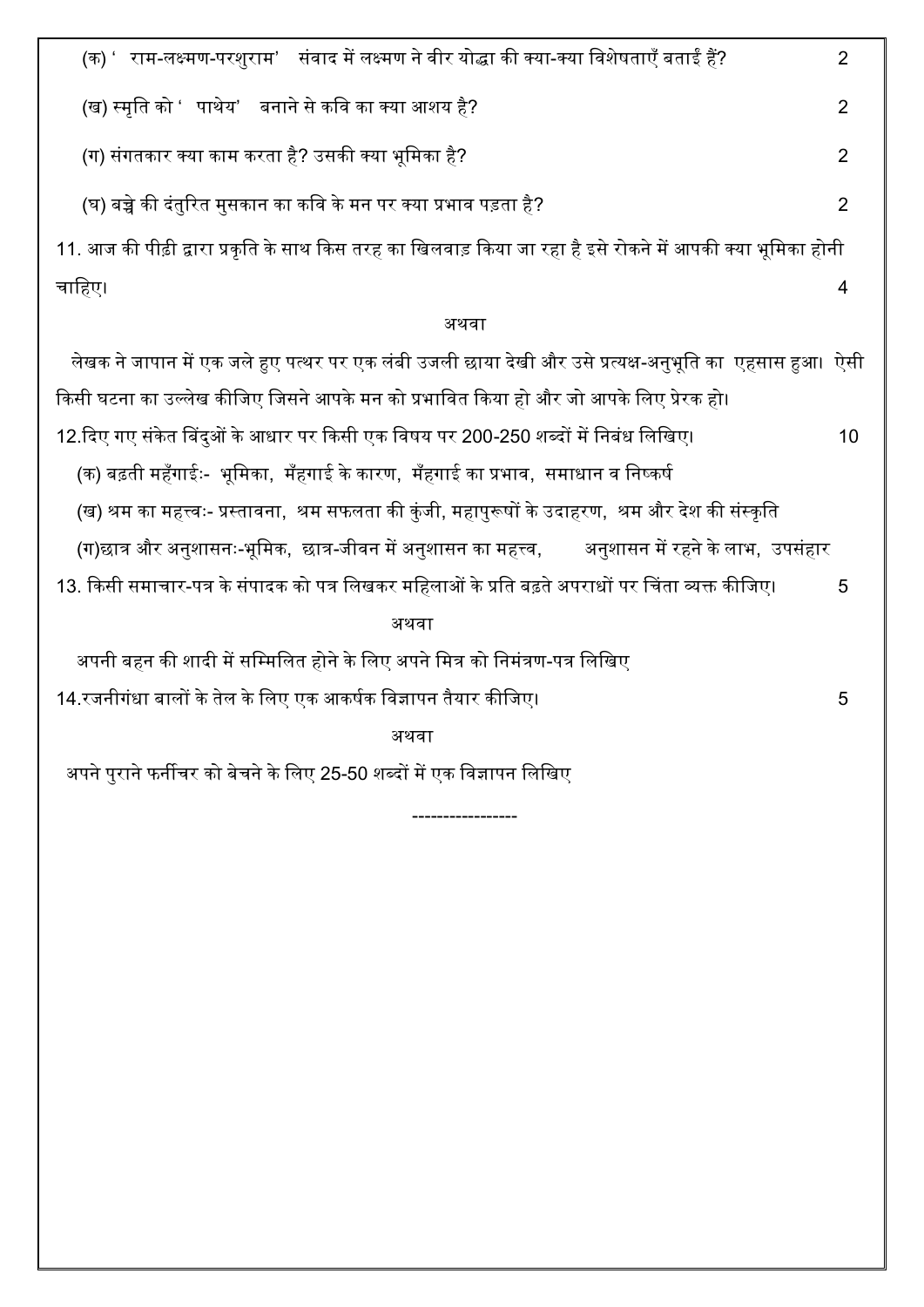(क) ' राम-लक्ष्मण-परशुराम' संवाद में लक्ष्मण ने वीर योद्धा की क्या-क्या विशेषताएँ बताई हैं? 2

(ख) स्मृति को ' पाथेय' बनाने से कवि का क्या आशय है? 2

(ग) संगतकार क्या काम करता है? उसकी क्या भूमिका है? 2

(घ) बच्चे की दंतुरित मुसकान का कवि के मन पर क्या प्रभाव पड़ता है? 2

11. आज की पीढ़ी द्वारा प्रकृति के साथ किस तरह का खिलवाड़ किया जा रहा है इसे रोकने में आपकी क्या भूमिका होनी चाहिए। 4

अथवा

लेखक ने जापान में एक जले हुए पत्थर पर एक लंबी उजली छाया देखी और उसे प्रत्यक्ष-अनुभूति का एहसास हुआ। ऐसी किसी घटना का उल्लेख कीजिए जिसने आपके मन को प्रभावित किया हो और जो आपके लिए प्रेरक हो।

12. दिए गए संकेत बिंदुओं के आधार पर किसी एक विषय पर 200-250 शब्दों में निबंध लिखिए। 10

(क) बढ़ती महँगाईः- भूमिका, मँहगाई के कारण, मँहगाई का प्रभाव, समाधान व निष्कर्ष

(ख) श्रम का महत्त्वः- प्रस्तावना, श्रम सफलता की कुंजी, महापुरूषों के उदाहरण, श्रम और देश की संस्कृति

(ग) छात्र और अनुशासनः-भूमिक, छात्र-जीवन में अनुशासन का महत्त्व, अनुशासन में रहने के लाभ, उपसंहार

13. किसी समाचार-पत्र के संपादक को पत्र लिखकर महिलाओं के प्रति बढ़ते अपराधों पर चिंता व्यक्त कीजिए। 5

अथवा

अपनी बहन की शादी में सम्मिलित होने के लिए अपने मित्र को निमंत्रण-पत्र लिखिए

14. रजनीगंधा बालों के तेल के लिए एक आकर्षक विज्ञापन तैयार कीजिए। 5

अथवा

अपने पुराने फर्नीचर को बेचने के लिए 25-50 शब्दों में एक विज्ञापन लिखिए

----------------